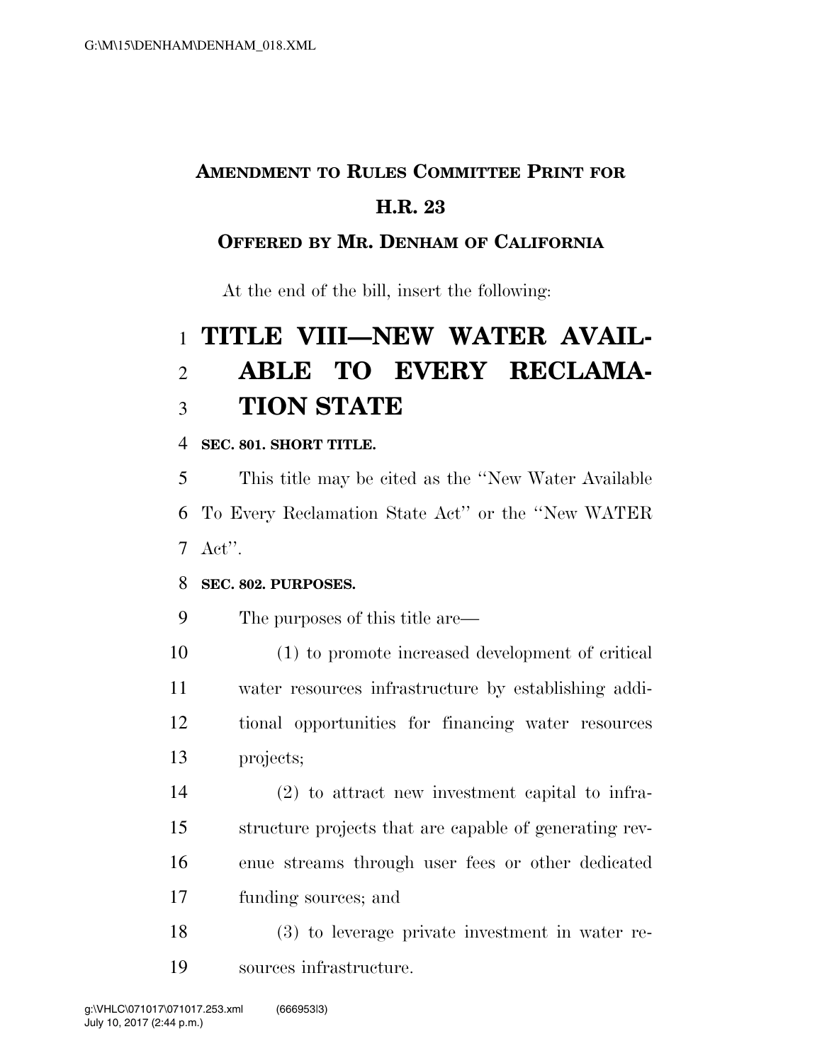**AMENDMENT TO RULES COMMITTEE PRINT FOR H.R. 23**

**OFFERED BY MR. DENHAM OF CALIFORNIA**

At the end of the bill, insert the following:

# TITLE VIII—NEW WATER AVAILABLE TO EVERY RECLAMATION STATE

**SEC. 801. SHORT TITLE.**

This title may be cited as the ''New Water Available To Every Reclamation State Act'' or the ''New WATER Act''.

**SEC. 802. PURPOSES.**

The purposes of this title are—

(1) to promote increased development of critical water resources infrastructure by establishing additional opportunities for financing water resources projects;

(2) to attract new investment capital to infrastructure projects that are capable of generating revenue streams through user fees or other dedicated funding sources; and

(3) to leverage private investment in water resources infrastructure.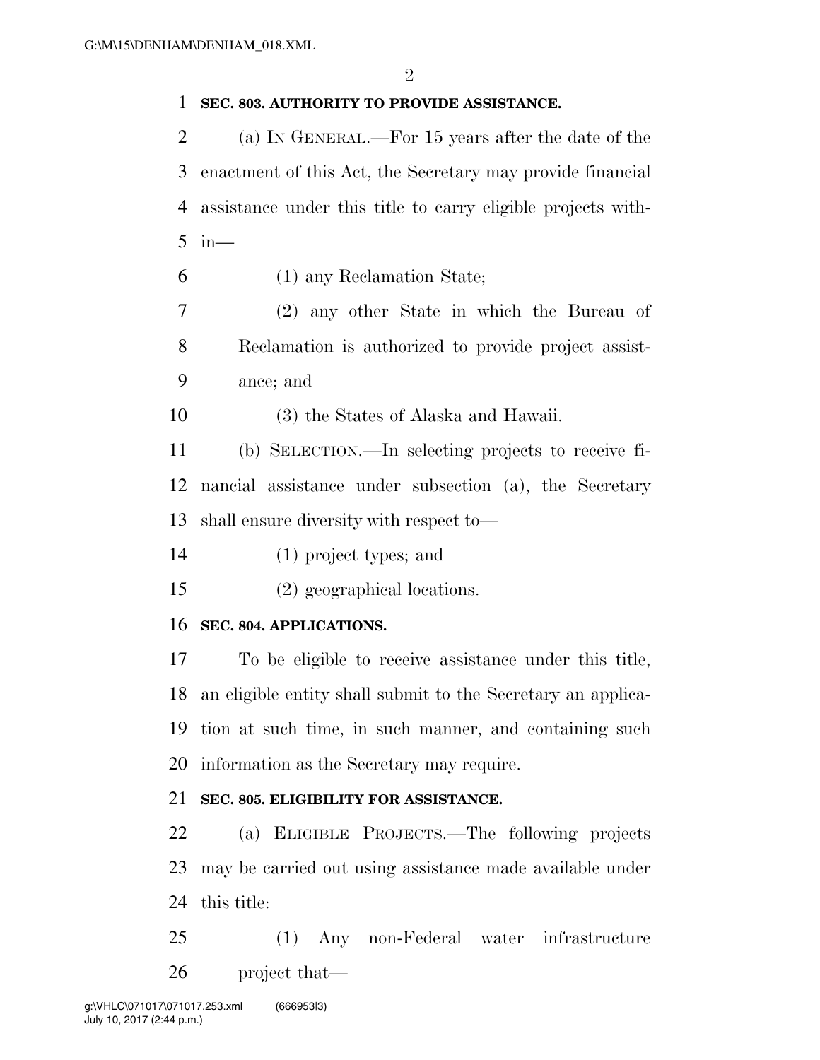**SEC. 803. AUTHORITY TO PROVIDE ASSISTANCE.**

(a) IN GENERAL.—For 15 years after the date of the enactment of this Act, the Secretary may provide financial assistance under this title to carry eligible projects within—

(1) any Reclamation State;

(2) any other State in which the Bureau of Reclamation is authorized to provide project assistance; and

(3) the States of Alaska and Hawaii.

(b) SELECTION.—In selecting projects to receive financial assistance under subsection (a), the Secretary shall ensure diversity with respect to—

(1) project types; and

(2) geographical locations.

**SEC. 804. APPLICATIONS.**

To be eligible to receive assistance under this title, an eligible entity shall submit to the Secretary an application at such time, in such manner, and containing such information as the Secretary may require.

**SEC. 805. ELIGIBILITY FOR ASSISTANCE.**

(a) ELIGIBLE PROJECTS.—The following projects may be carried out using assistance made available under this title:

(1) Any non-Federal water infrastructure project that—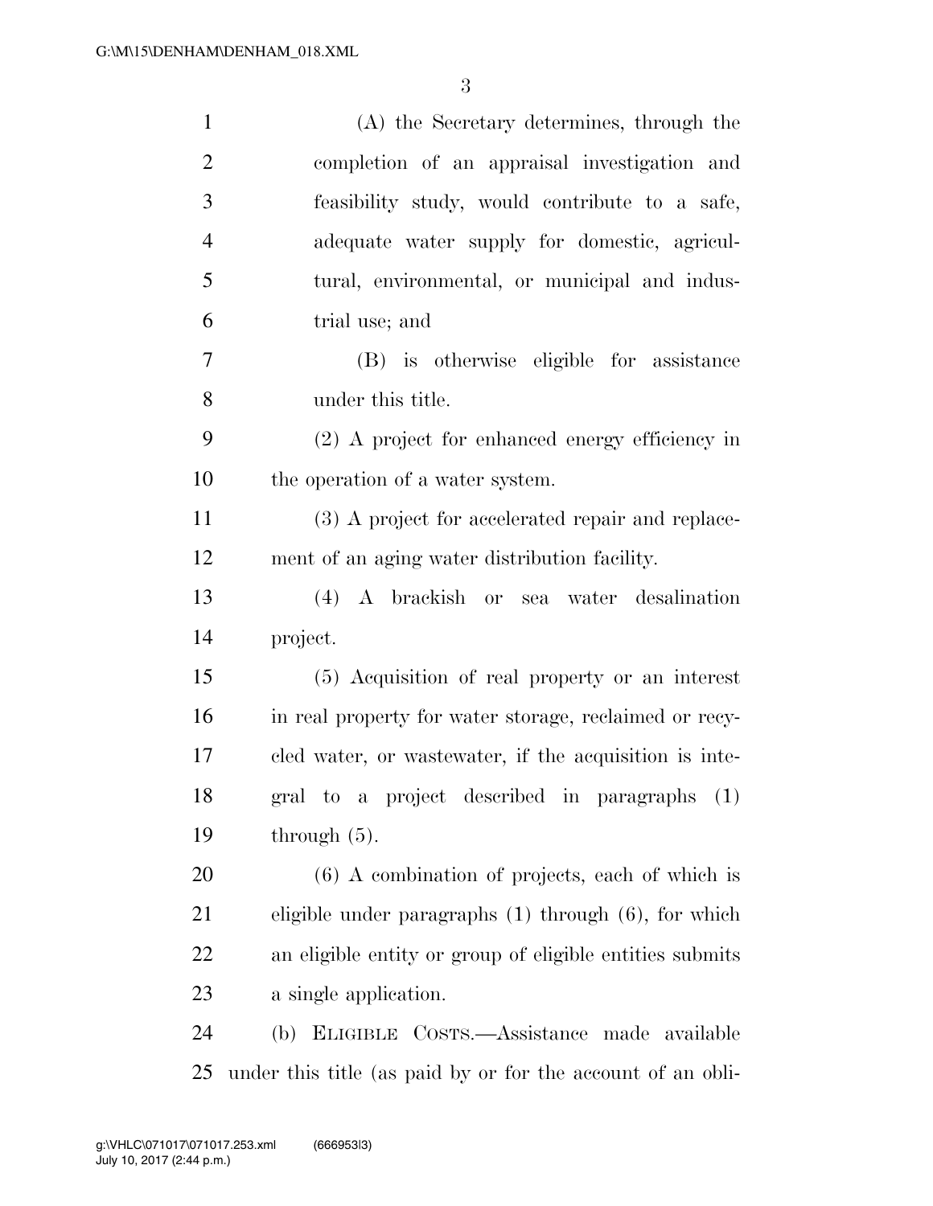(A) the Secretary determines, through the completion of an appraisal investigation and feasibility study, would contribute to a safe, adequate water supply for domestic, agricultural, environmental, or municipal and industrial use; and

(B) is otherwise eligible for assistance under this title.

(2) A project for enhanced energy efficiency in the operation of a water system.

(3) A project for accelerated repair and replacement of an aging water distribution facility.

(4) A brackish or sea water desalination project.

(5) Acquisition of real property or an interest in real property for water storage, reclaimed or recycled water, or wastewater, if the acquisition is integral to a project described in paragraphs (1) through (5).

(6) A combination of projects, each of which is eligible under paragraphs (1) through (6), for which an eligible entity or group of eligible entities submits a single application.

(b) ELIGIBLE COSTS.—Assistance made available under this title (as paid by or for the account of an obli-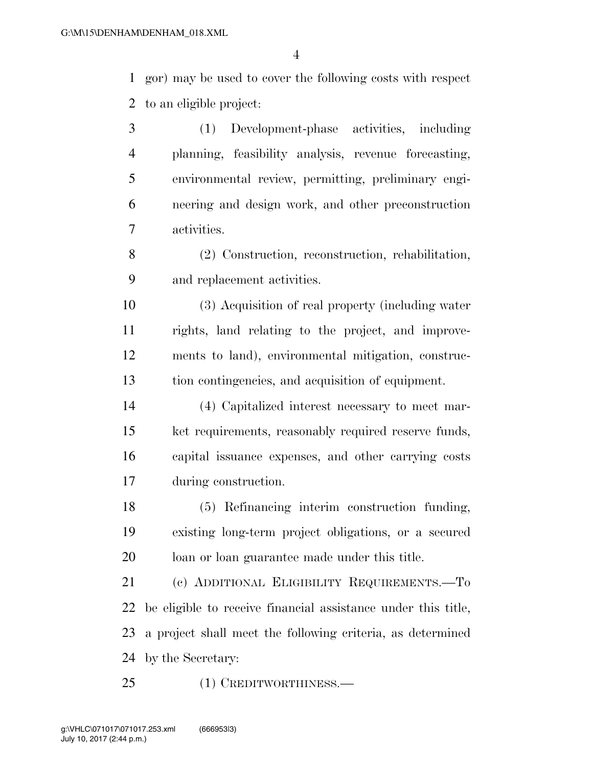gor) may be used to cover the following costs with respect to an eligible project:

(1) Development-phase activities, including planning, feasibility analysis, revenue forecasting, environmental review, permitting, preliminary engineering and design work, and other preconstruction activities.

(2) Construction, reconstruction, rehabilitation, and replacement activities.

(3) Acquisition of real property (including water rights, land relating to the project, and improvements to land), environmental mitigation, construction contingencies, and acquisition of equipment.

(4) Capitalized interest necessary to meet market requirements, reasonably required reserve funds, capital issuance expenses, and other carrying costs during construction.

(5) Refinancing interim construction funding, existing long-term project obligations, or a secured loan or loan guarantee made under this title.

(c) ADDITIONAL ELIGIBILITY REQUIREMENTS.—To be eligible to receive financial assistance under this title, a project shall meet the following criteria, as determined by the Secretary:

(1) CREDITWORTHINESS.—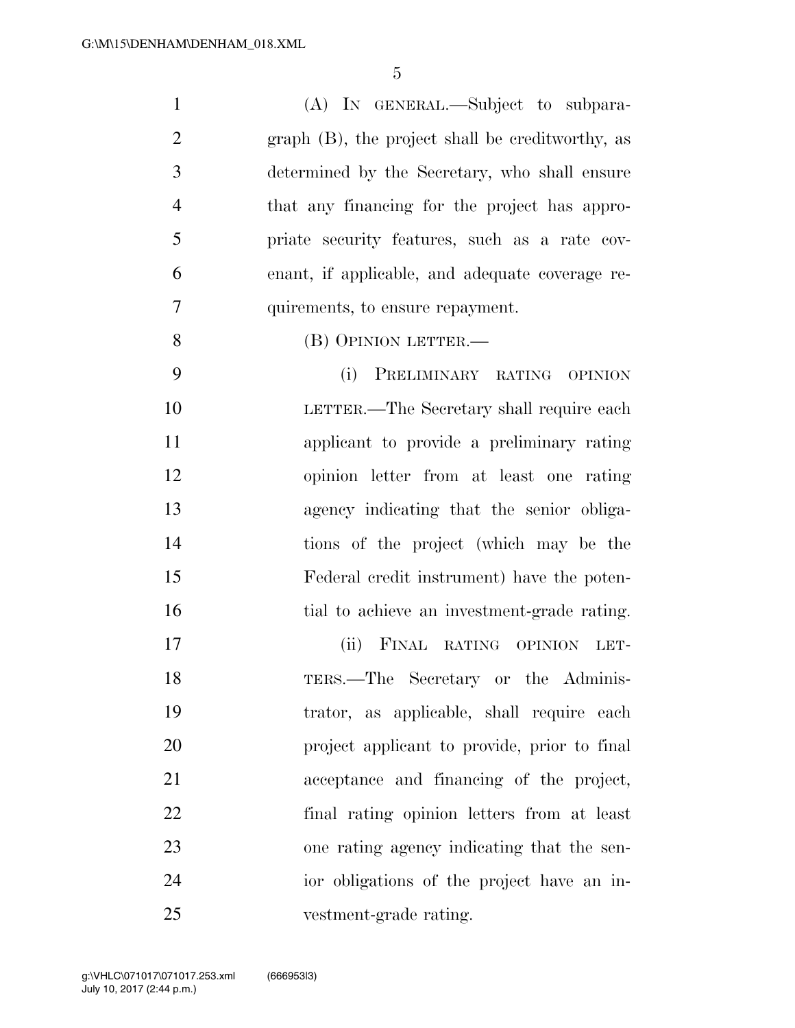(A) IN GENERAL.—Subject to subparagraph (B), the project shall be creditworthy, as determined by the Secretary, who shall ensure that any financing for the project has appropriate security features, such as a rate covenant, if applicable, and adequate coverage requirements, to ensure repayment.

(B) OPINION LETTER.—

(i) PRELIMINARY RATING OPINION LETTER.—The Secretary shall require each applicant to provide a preliminary rating opinion letter from at least one rating agency indicating that the senior obligations of the project (which may be the Federal credit instrument) have the potential to achieve an investment-grade rating.

(ii) FINAL RATING OPINION LETTERS.—The Secretary or the Administrator, as applicable, shall require each project applicant to provide, prior to final acceptance and financing of the project, final rating opinion letters from at least one rating agency indicating that the senior obligations of the project have an investment-grade rating.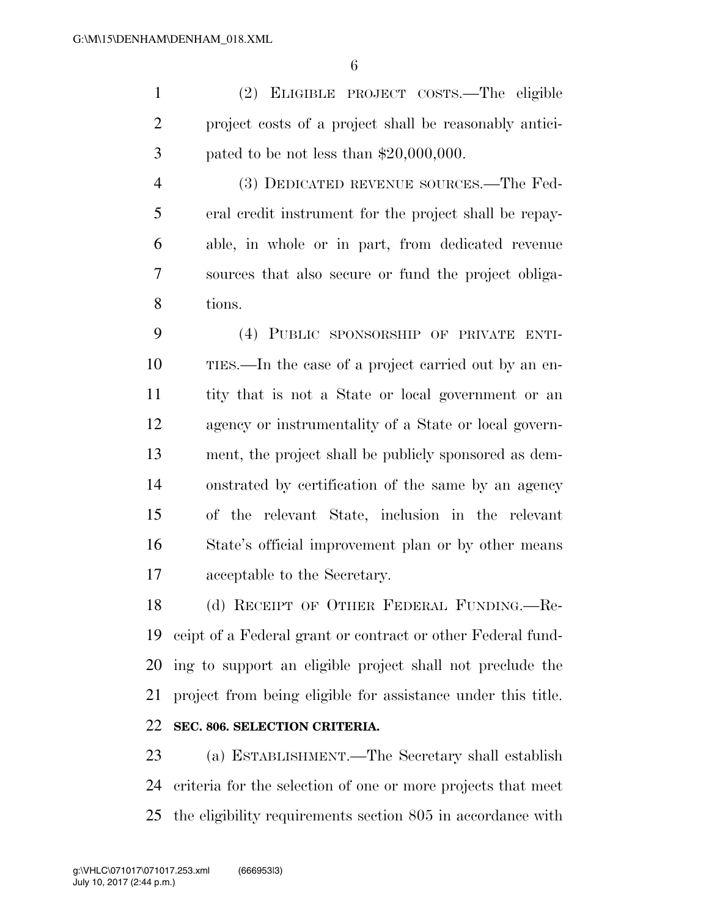(2) ELIGIBLE PROJECT COSTS.—The eligible project costs of a project shall be reasonably anticipated to be not less than $20,000,000.

(3) DEDICATED REVENUE SOURCES.—The Federal credit instrument for the project shall be repayable, in whole or in part, from dedicated revenue sources that also secure or fund the project obligations.

(4) PUBLIC SPONSORSHIP OF PRIVATE ENTITIES.—In the case of a project carried out by an entity that is not a State or local government or an agency or instrumentality of a State or local government, the project shall be publicly sponsored as demonstrated by certification of the same by an agency of the relevant State, inclusion in the relevant State's official improvement plan or by other means acceptable to the Secretary.

(d) RECEIPT OF OTHER FEDERAL FUNDING.—Receipt of a Federal grant or contract or other Federal funding to support an eligible project shall not preclude the project from being eligible for assistance under this title.

**SEC. 806. SELECTION CRITERIA.**

(a) ESTABLISHMENT.—The Secretary shall establish criteria for the selection of one or more projects that meet the eligibility requirements section 805 in accordance with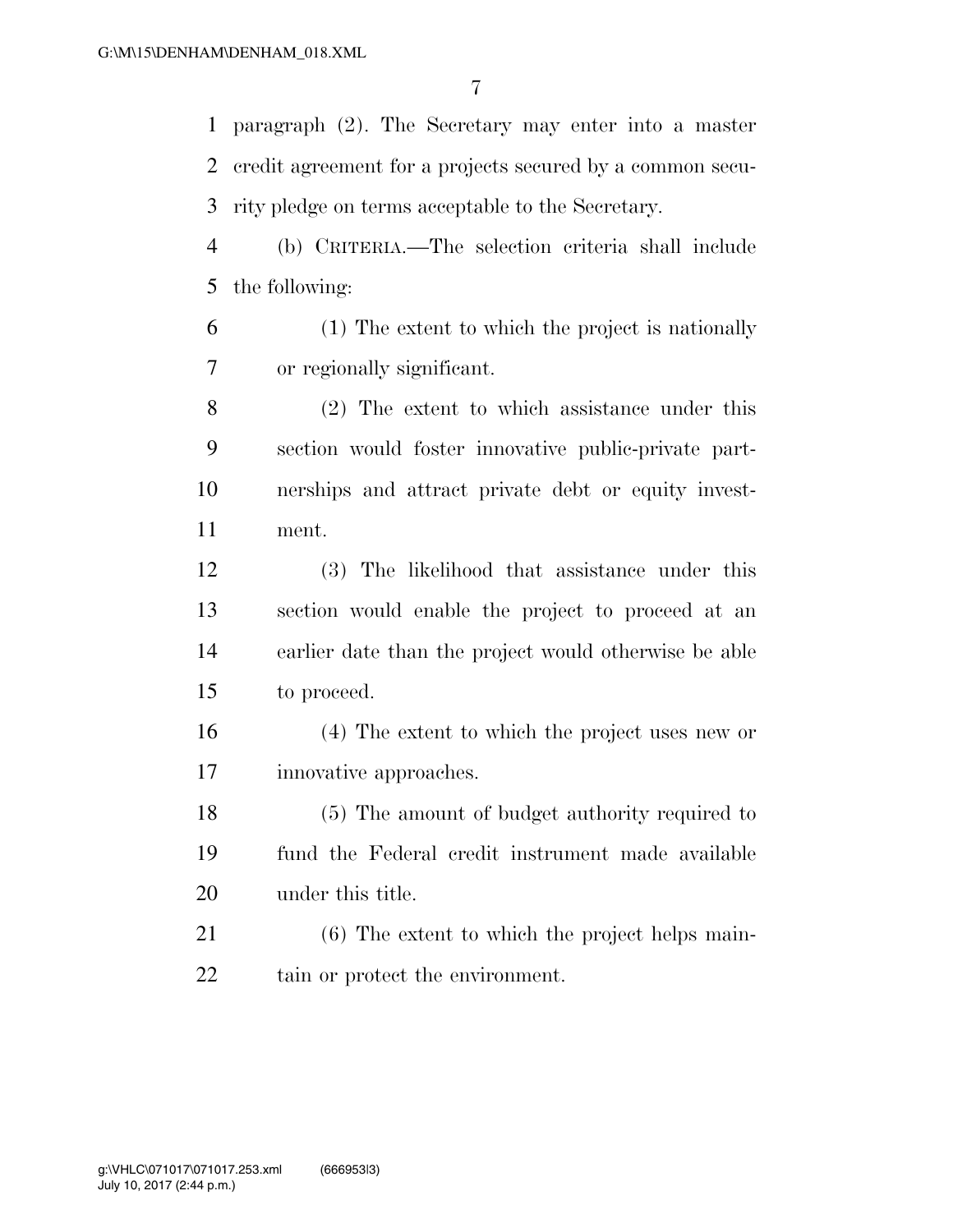paragraph (2). The Secretary may enter into a master credit agreement for a projects secured by a common security pledge on terms acceptable to the Secretary.

(b) CRITERIA.—The selection criteria shall include the following:

(1) The extent to which the project is nationally or regionally significant.

(2) The extent to which assistance under this section would foster innovative public-private partnerships and attract private debt or equity investment.

(3) The likelihood that assistance under this section would enable the project to proceed at an earlier date than the project would otherwise be able to proceed.

(4) The extent to which the project uses new or innovative approaches.

(5) The amount of budget authority required to fund the Federal credit instrument made available under this title.

(6) The extent to which the project helps maintain or protect the environment.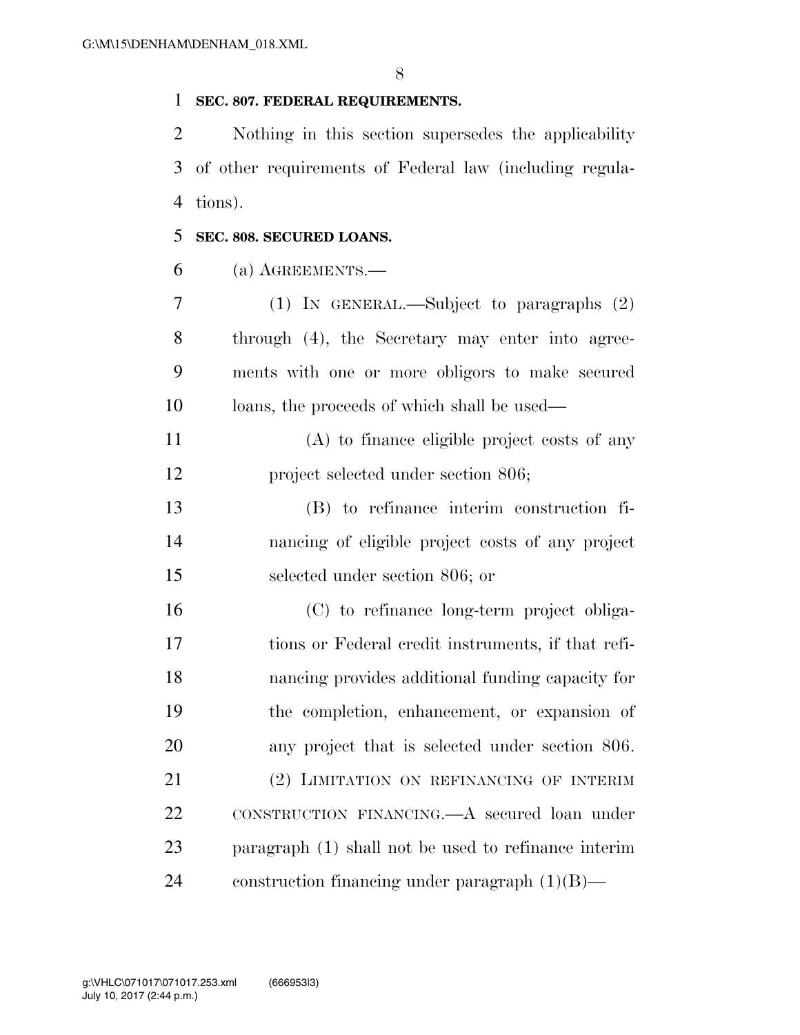**SEC. 807. FEDERAL REQUIREMENTS.**

Nothing in this section supersedes the applicability of other requirements of Federal law (including regulations).

**SEC. 808. SECURED LOANS.**

(a) AGREEMENTS.—

(1) IN GENERAL.—Subject to paragraphs (2) through (4), the Secretary may enter into agreements with one or more obligors to make secured loans, the proceeds of which shall be used—

(A) to finance eligible project costs of any project selected under section 806;

(B) to refinance interim construction financing of eligible project costs of any project selected under section 806; or

(C) to refinance long-term project obligations or Federal credit instruments, if that refinancing provides additional funding capacity for the completion, enhancement, or expansion of any project that is selected under section 806.

(2) LIMITATION ON REFINANCING OF INTERIM CONSTRUCTION FINANCING.—A secured loan under paragraph (1) shall not be used to refinance interim construction financing under paragraph (1)(B)—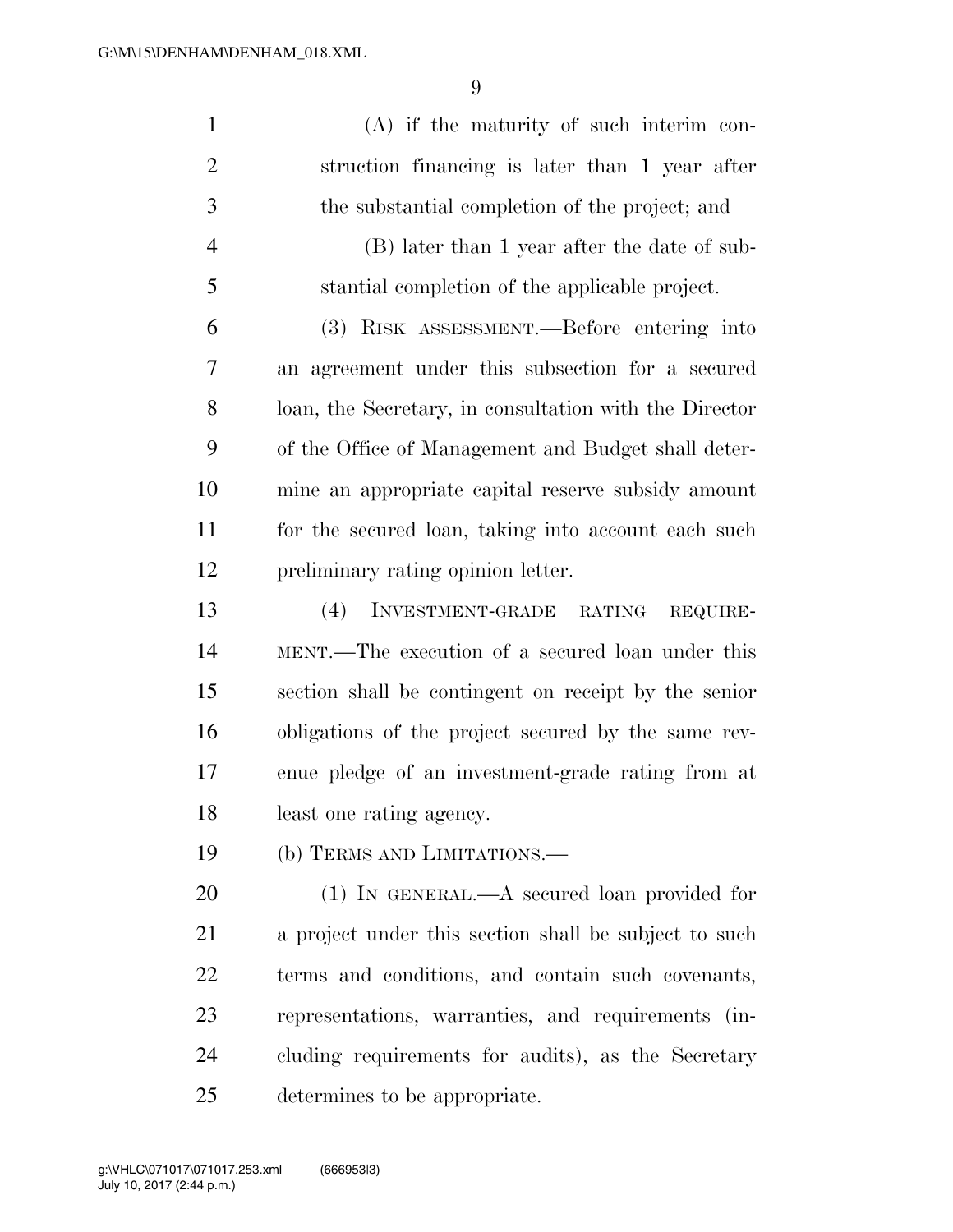(A) if the maturity of such interim construction financing is later than 1 year after the substantial completion of the project; and

(B) later than 1 year after the date of substantial completion of the applicable project.

(3) RISK ASSESSMENT.—Before entering into an agreement under this subsection for a secured loan, the Secretary, in consultation with the Director of the Office of Management and Budget shall determine an appropriate capital reserve subsidy amount for the secured loan, taking into account each such preliminary rating opinion letter.

(4) INVESTMENT-GRADE RATING REQUIREMENT.—The execution of a secured loan under this section shall be contingent on receipt by the senior obligations of the project secured by the same revenue pledge of an investment-grade rating from at least one rating agency.

(b) TERMS AND LIMITATIONS.—

(1) IN GENERAL.—A secured loan provided for a project under this section shall be subject to such terms and conditions, and contain such covenants, representations, warranties, and requirements (including requirements for audits), as the Secretary determines to be appropriate.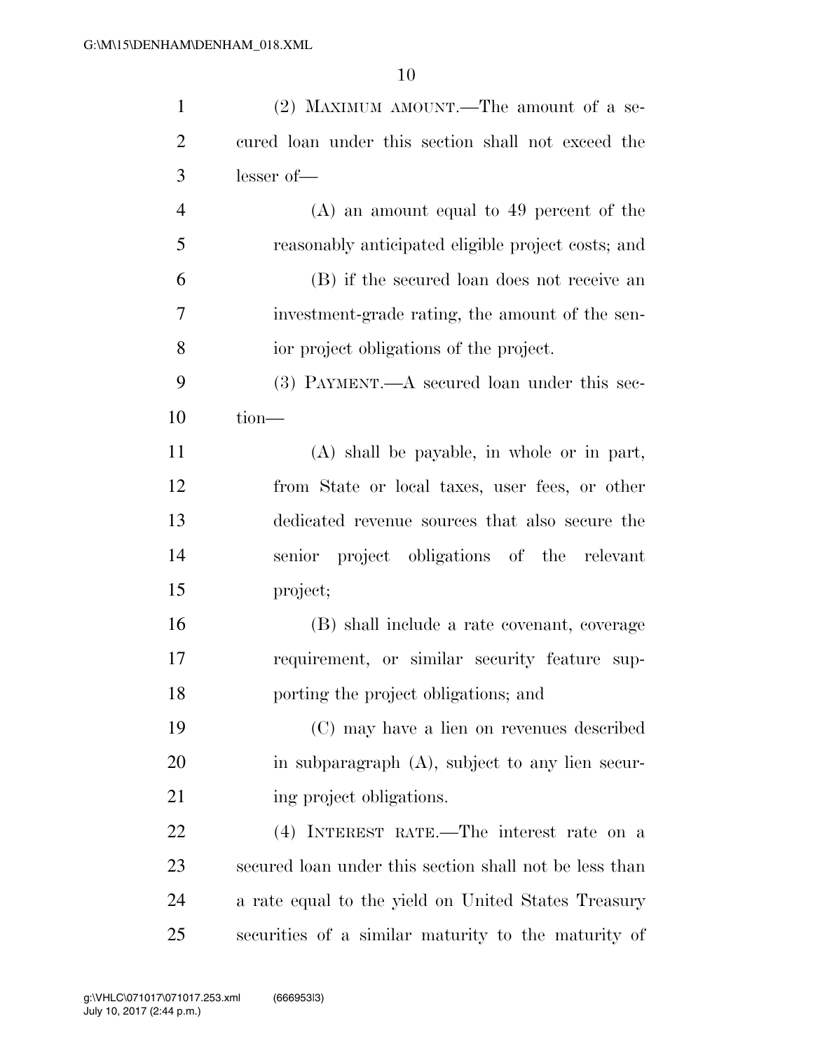(2) MAXIMUM AMOUNT.—The amount of a secured loan under this section shall not exceed the lesser of—

(A) an amount equal to 49 percent of the reasonably anticipated eligible project costs; and

(B) if the secured loan does not receive an investment-grade rating, the amount of the senior project obligations of the project.

(3) PAYMENT.—A secured loan under this section—

(A) shall be payable, in whole or in part, from State or local taxes, user fees, or other dedicated revenue sources that also secure the senior project obligations of the relevant project;

(B) shall include a rate covenant, coverage requirement, or similar security feature supporting the project obligations; and

(C) may have a lien on revenues described in subparagraph (A), subject to any lien securing project obligations.

(4) INTEREST RATE.—The interest rate on a secured loan under this section shall not be less than a rate equal to the yield on United States Treasury securities of a similar maturity to the maturity of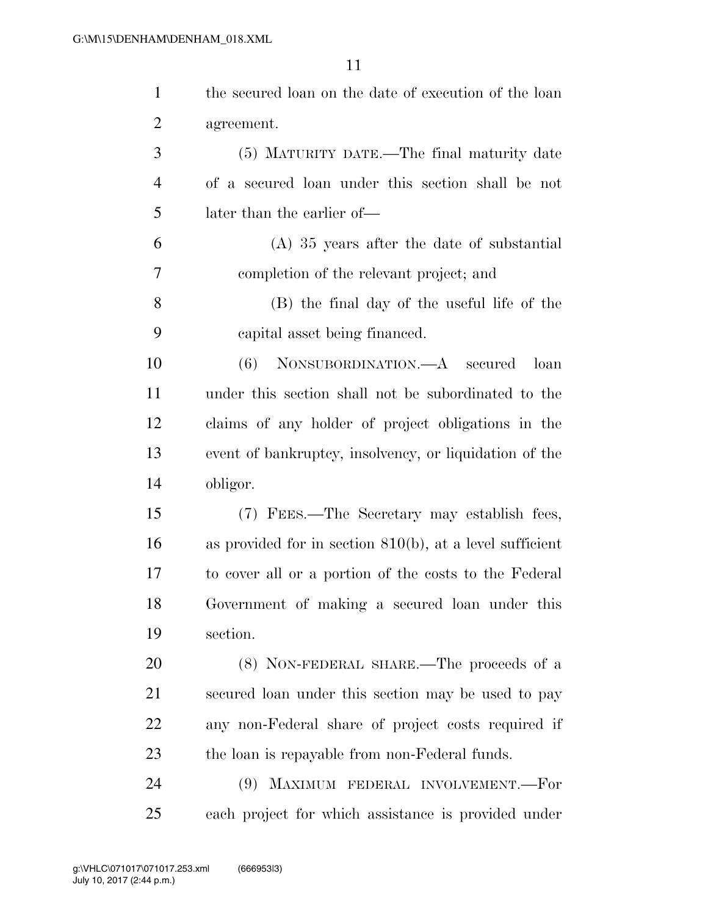the secured loan on the date of execution of the loan agreement.

(5) MATURITY DATE.—The final maturity date of a secured loan under this section shall be not later than the earlier of—

(A) 35 years after the date of substantial completion of the relevant project; and

(B) the final day of the useful life of the capital asset being financed.

(6) NONSUBORDINATION.—A secured loan under this section shall not be subordinated to the claims of any holder of project obligations in the event of bankruptcy, insolvency, or liquidation of the obligor.

(7) FEES.—The Secretary may establish fees, as provided for in section 810(b), at a level sufficient to cover all or a portion of the costs to the Federal Government of making a secured loan under this section.

(8) NON-FEDERAL SHARE.—The proceeds of a secured loan under this section may be used to pay any non-Federal share of project costs required if the loan is repayable from non-Federal funds.

(9) MAXIMUM FEDERAL INVOLVEMENT.—For each project for which assistance is provided under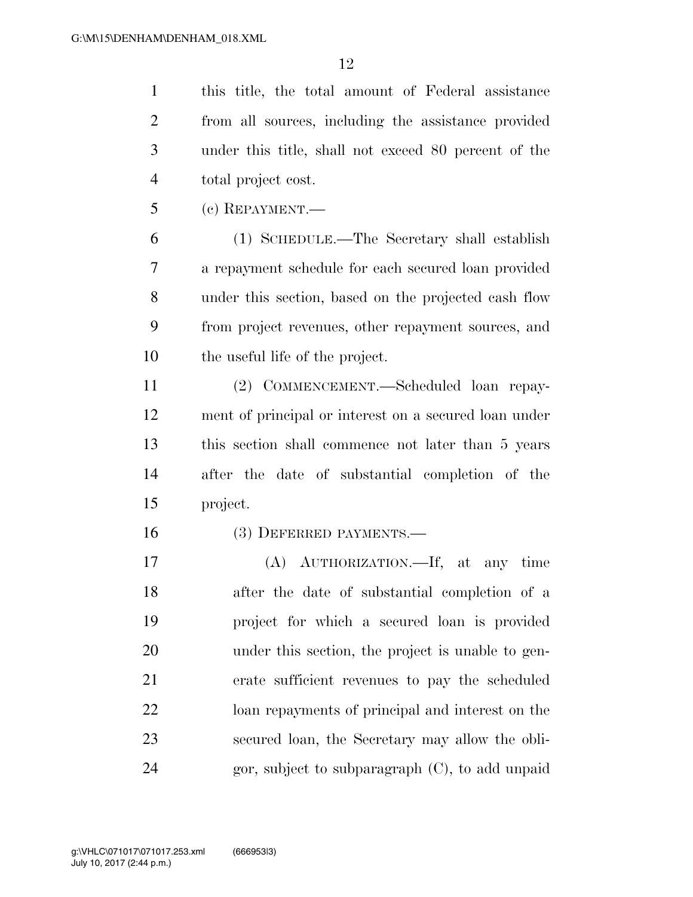this title, the total amount of Federal assistance from all sources, including the assistance provided under this title, shall not exceed 80 percent of the total project cost.

(c) REPAYMENT.—

(1) SCHEDULE.—The Secretary shall establish a repayment schedule for each secured loan provided under this section, based on the projected cash flow from project revenues, other repayment sources, and the useful life of the project.

(2) COMMENCEMENT.—Scheduled loan repayment of principal or interest on a secured loan under this section shall commence not later than 5 years after the date of substantial completion of the project.

(3) DEFERRED PAYMENTS.—

(A) AUTHORIZATION.—If, at any time after the date of substantial completion of a project for which a secured loan is provided under this section, the project is unable to generate sufficient revenues to pay the scheduled loan repayments of principal and interest on the secured loan, the Secretary may allow the obligor, subject to subparagraph (C), to add unpaid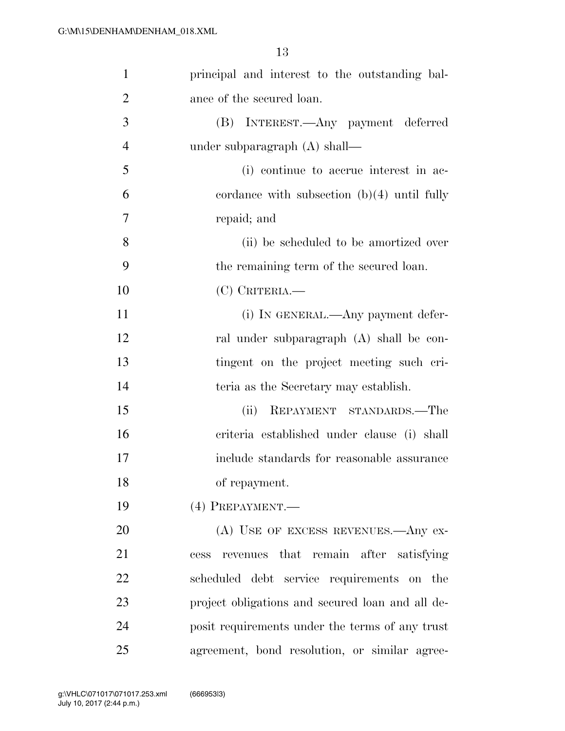principal and interest to the outstanding balance of the secured loan.

(B) INTEREST.—Any payment deferred under subparagraph (A) shall—

(i) continue to accrue interest in accordance with subsection (b)(4) until fully repaid; and

(ii) be scheduled to be amortized over the remaining term of the secured loan.

(C) CRITERIA.—

(i) IN GENERAL.—Any payment deferral under subparagraph (A) shall be contingent on the project meeting such criteria as the Secretary may establish.

(ii) REPAYMENT STANDARDS.—The criteria established under clause (i) shall include standards for reasonable assurance of repayment.

(4) PREPAYMENT.—

(A) USE OF EXCESS REVENUES.—Any excess revenues that remain after satisfying scheduled debt service requirements on the project obligations and secured loan and all deposit requirements under the terms of any trust agreement, bond resolution, or similar agree-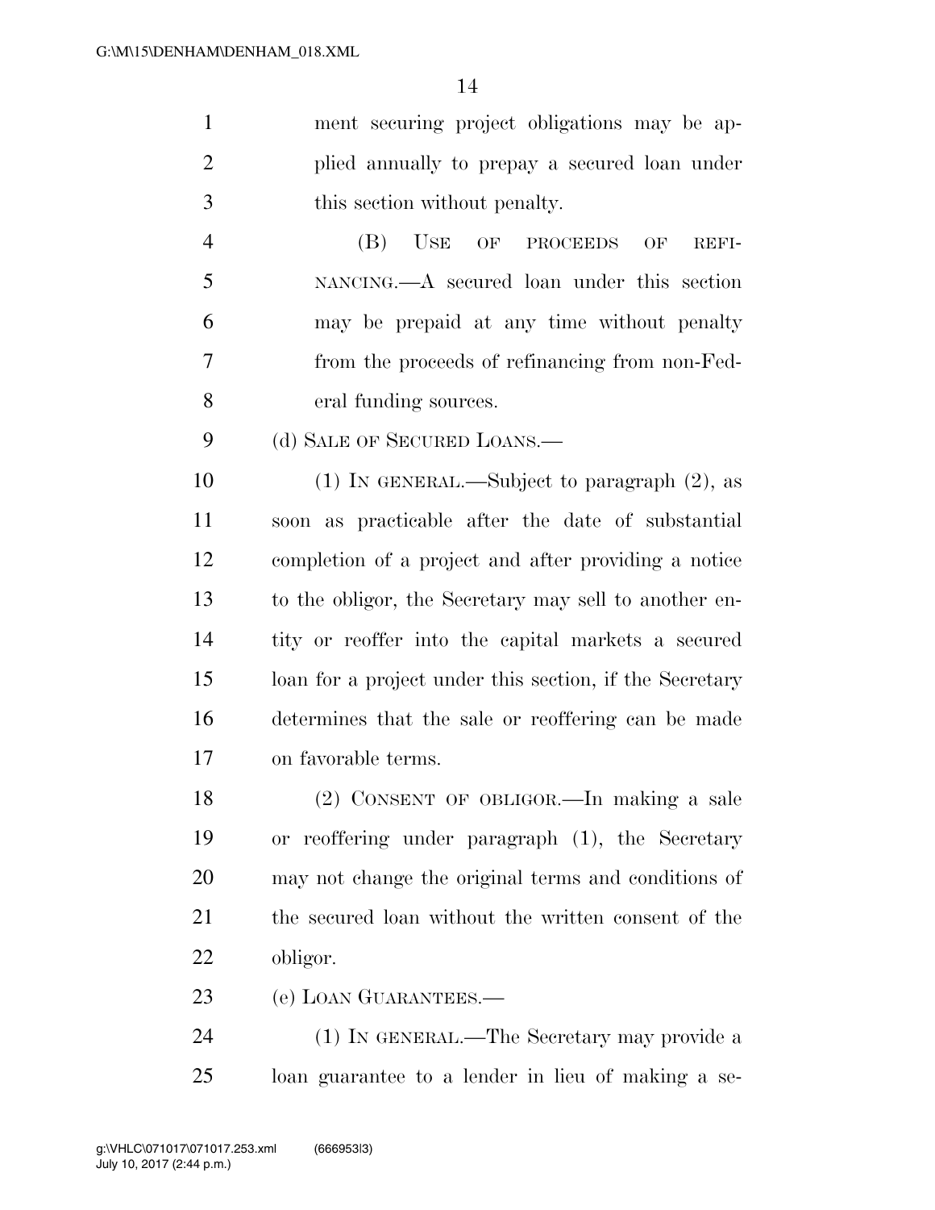ment securing project obligations may be applied annually to prepay a secured loan under this section without penalty.

(B) USE OF PROCEEDS OF REFINANCING.—A secured loan under this section may be prepaid at any time without penalty from the proceeds of refinancing from non-Federal funding sources.

(d) SALE OF SECURED LOANS.—

(1) IN GENERAL.—Subject to paragraph (2), as soon as practicable after the date of substantial completion of a project and after providing a notice to the obligor, the Secretary may sell to another entity or reoffer into the capital markets a secured loan for a project under this section, if the Secretary determines that the sale or reoffering can be made on favorable terms.

(2) CONSENT OF OBLIGOR.—In making a sale or reoffering under paragraph (1), the Secretary may not change the original terms and conditions of the secured loan without the written consent of the obligor.

(e) LOAN GUARANTEES.—

(1) IN GENERAL.—The Secretary may provide a loan guarantee to a lender in lieu of making a se-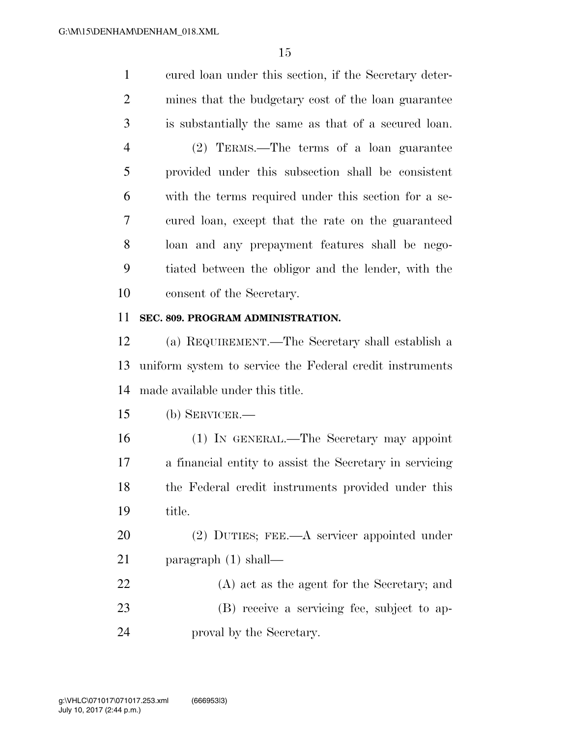cured loan under this section, if the Secretary determines that the budgetary cost of the loan guarantee is substantially the same as that of a secured loan.

(2) TERMS.—The terms of a loan guarantee provided under this subsection shall be consistent with the terms required under this section for a secured loan, except that the rate on the guaranteed loan and any prepayment features shall be negotiated between the obligor and the lender, with the consent of the Secretary.

**SEC. 809. PROGRAM ADMINISTRATION.**

(a) REQUIREMENT.—The Secretary shall establish a uniform system to service the Federal credit instruments made available under this title.

(b) SERVICER.—

(1) IN GENERAL.—The Secretary may appoint a financial entity to assist the Secretary in servicing the Federal credit instruments provided under this title.

(2) DUTIES; FEE.—A servicer appointed under paragraph (1) shall—

(A) act as the agent for the Secretary; and

(B) receive a servicing fee, subject to approval by the Secretary.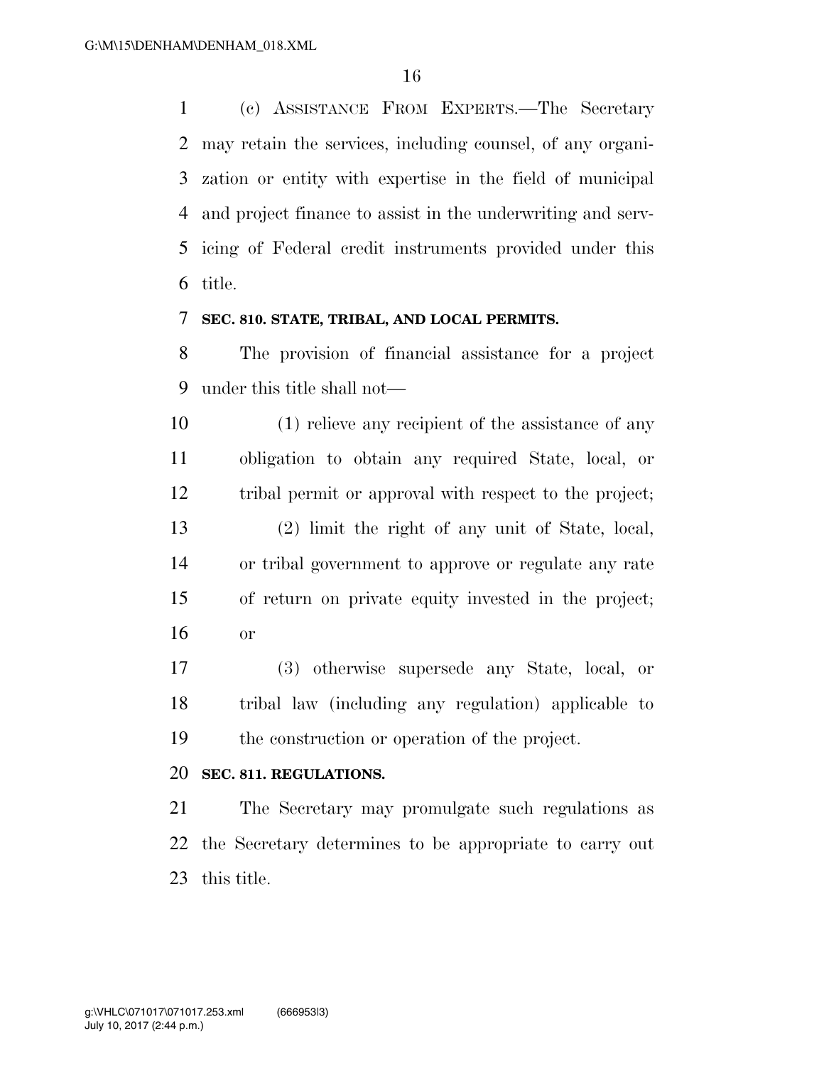(c) ASSISTANCE FROM EXPERTS.—The Secretary may retain the services, including counsel, of any organization or entity with expertise in the field of municipal and project finance to assist in the underwriting and servicing of Federal credit instruments provided under this title.

**SEC. 810. STATE, TRIBAL, AND LOCAL PERMITS.**

The provision of financial assistance for a project under this title shall not—

(1) relieve any recipient of the assistance of any obligation to obtain any required State, local, or tribal permit or approval with respect to the project;

(2) limit the right of any unit of State, local, or tribal government to approve or regulate any rate of return on private equity invested in the project; or

(3) otherwise supersede any State, local, or tribal law (including any regulation) applicable to the construction or operation of the project.

**SEC. 811. REGULATIONS.**

The Secretary may promulgate such regulations as the Secretary determines to be appropriate to carry out this title.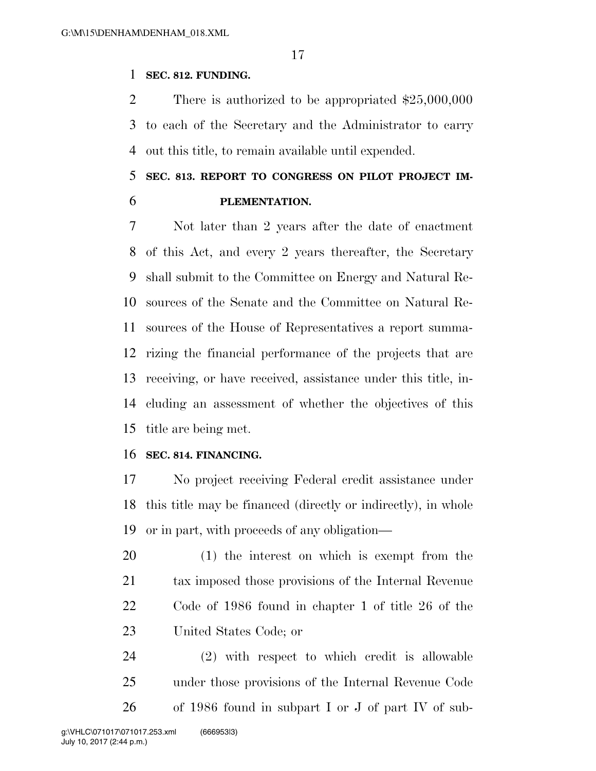**SEC. 812. FUNDING.**

There is authorized to be appropriated $25,000,000 to each of the Secretary and the Administrator to carry out this title, to remain available until expended.

**SEC. 813. REPORT TO CONGRESS ON PILOT PROJECT IMPLEMENTATION.**

Not later than 2 years after the date of enactment of this Act, and every 2 years thereafter, the Secretary shall submit to the Committee on Energy and Natural Resources of the Senate and the Committee on Natural Resources of the House of Representatives a report summarizing the financial performance of the projects that are receiving, or have received, assistance under this title, including an assessment of whether the objectives of this title are being met.

**SEC. 814. FINANCING.**

No project receiving Federal credit assistance under this title may be financed (directly or indirectly), in whole or in part, with proceeds of any obligation—

(1) the interest on which is exempt from the tax imposed those provisions of the Internal Revenue Code of 1986 found in chapter 1 of title 26 of the United States Code; or

(2) with respect to which credit is allowable under those provisions of the Internal Revenue Code of 1986 found in subpart I or J of part IV of sub-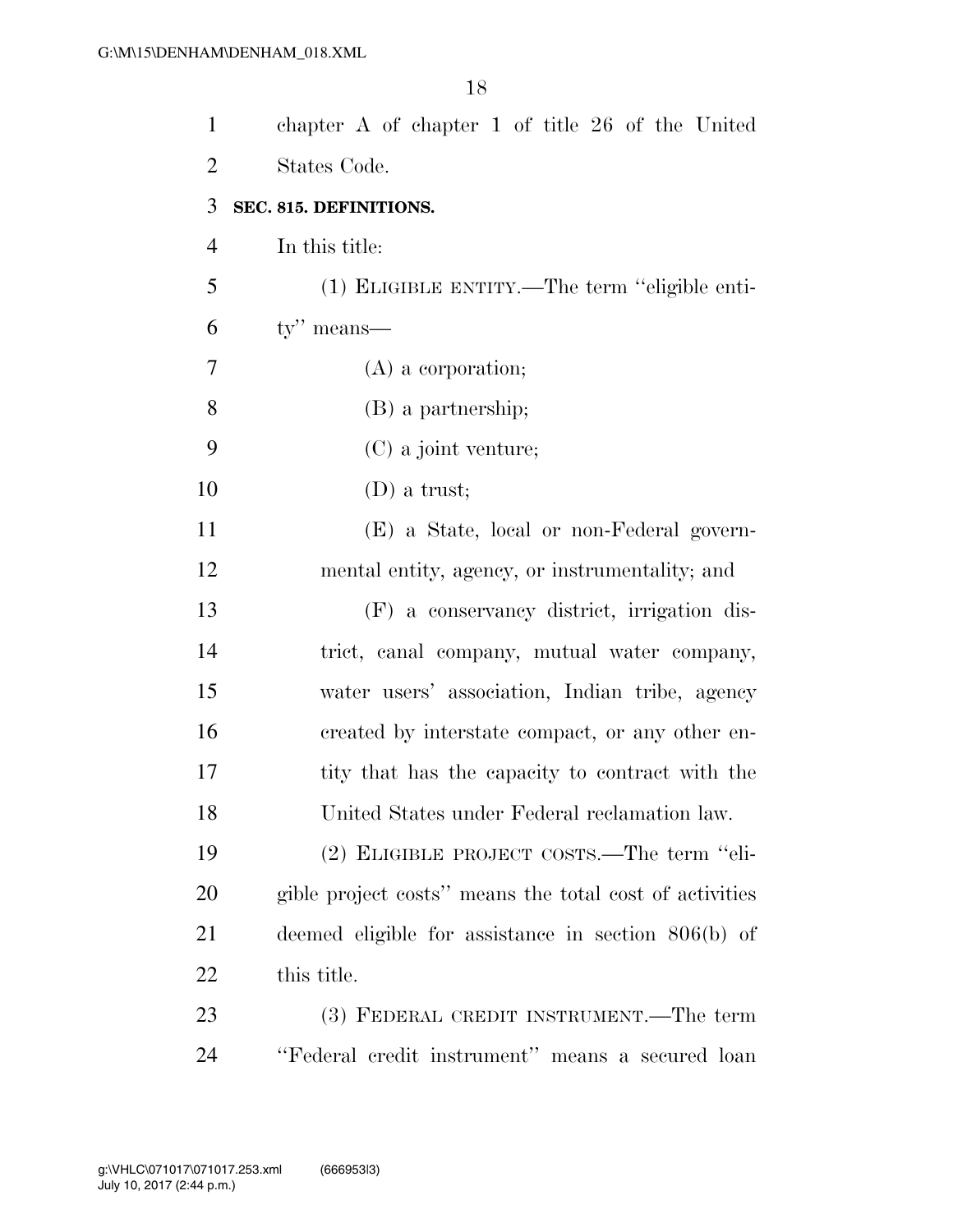chapter A of chapter 1 of title 26 of the United States Code.

**SEC. 815. DEFINITIONS.**

In this title:

(1) ELIGIBLE ENTITY.—The term ''eligible entity'' means—

(A) a corporation;

(B) a partnership;

(C) a joint venture;

(D) a trust;

(E) a State, local or non-Federal governmental entity, agency, or instrumentality; and

(F) a conservancy district, irrigation district, canal company, mutual water company, water users' association, Indian tribe, agency created by interstate compact, or any other entity that has the capacity to contract with the United States under Federal reclamation law.

(2) ELIGIBLE PROJECT COSTS.—The term ''eligible project costs'' means the total cost of activities deemed eligible for assistance in section 806(b) of this title.

(3) FEDERAL CREDIT INSTRUMENT.—The term ''Federal credit instrument'' means a secured loan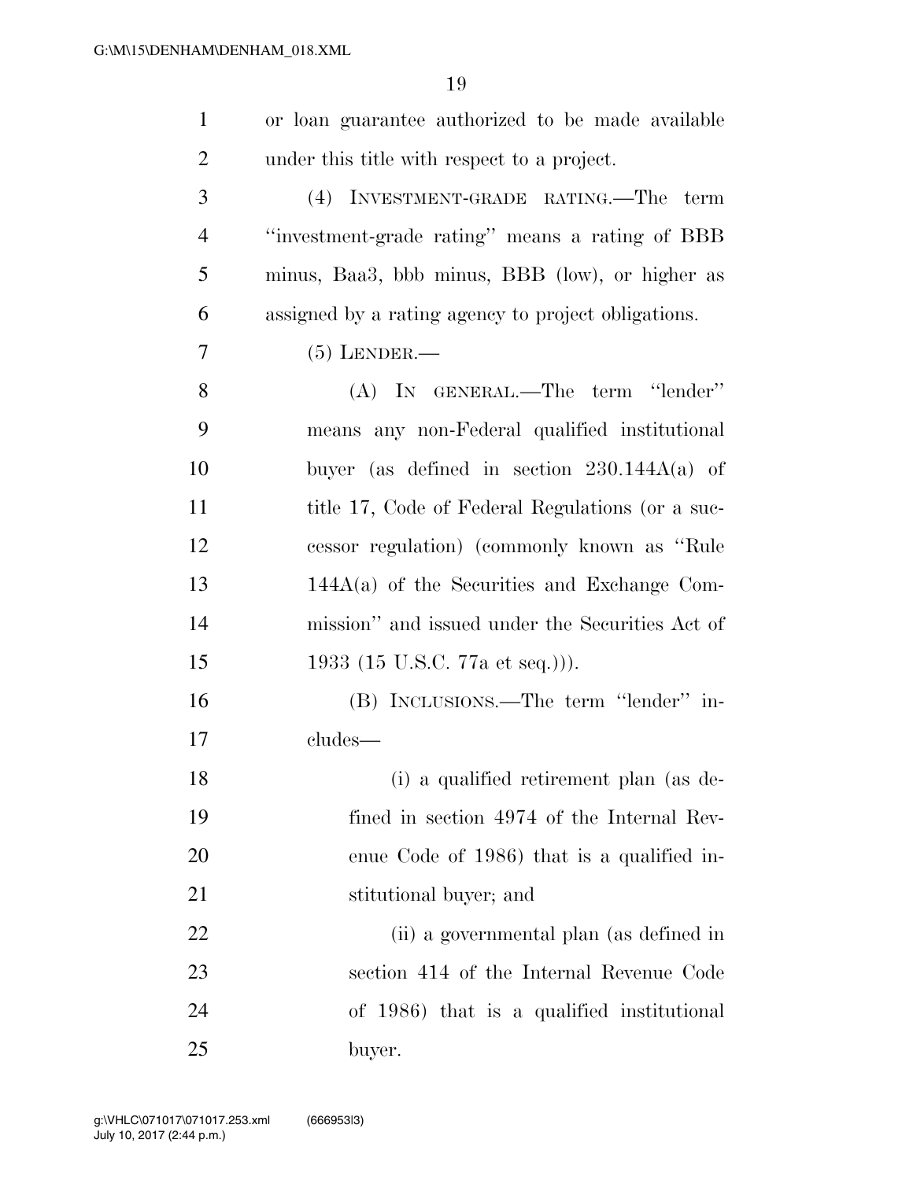or loan guarantee authorized to be made available under this title with respect to a project.

(4) INVESTMENT-GRADE RATING.—The term ''investment-grade rating'' means a rating of BBB minus, Baa3, bbb minus, BBB (low), or higher as assigned by a rating agency to project obligations.

(5) LENDER.—

(A) IN GENERAL.—The term ''lender'' means any non-Federal qualified institutional buyer (as defined in section 230.144A(a) of title 17, Code of Federal Regulations (or a successor regulation) (commonly known as ''Rule 144A(a) of the Securities and Exchange Commission'' and issued under the Securities Act of 1933 (15 U.S.C. 77a et seq.))).

(B) INCLUSIONS.—The term ''lender'' includes—

(i) a qualified retirement plan (as defined in section 4974 of the Internal Revenue Code of 1986) that is a qualified institutional buyer; and

(ii) a governmental plan (as defined in section 414 of the Internal Revenue Code of 1986) that is a qualified institutional buyer.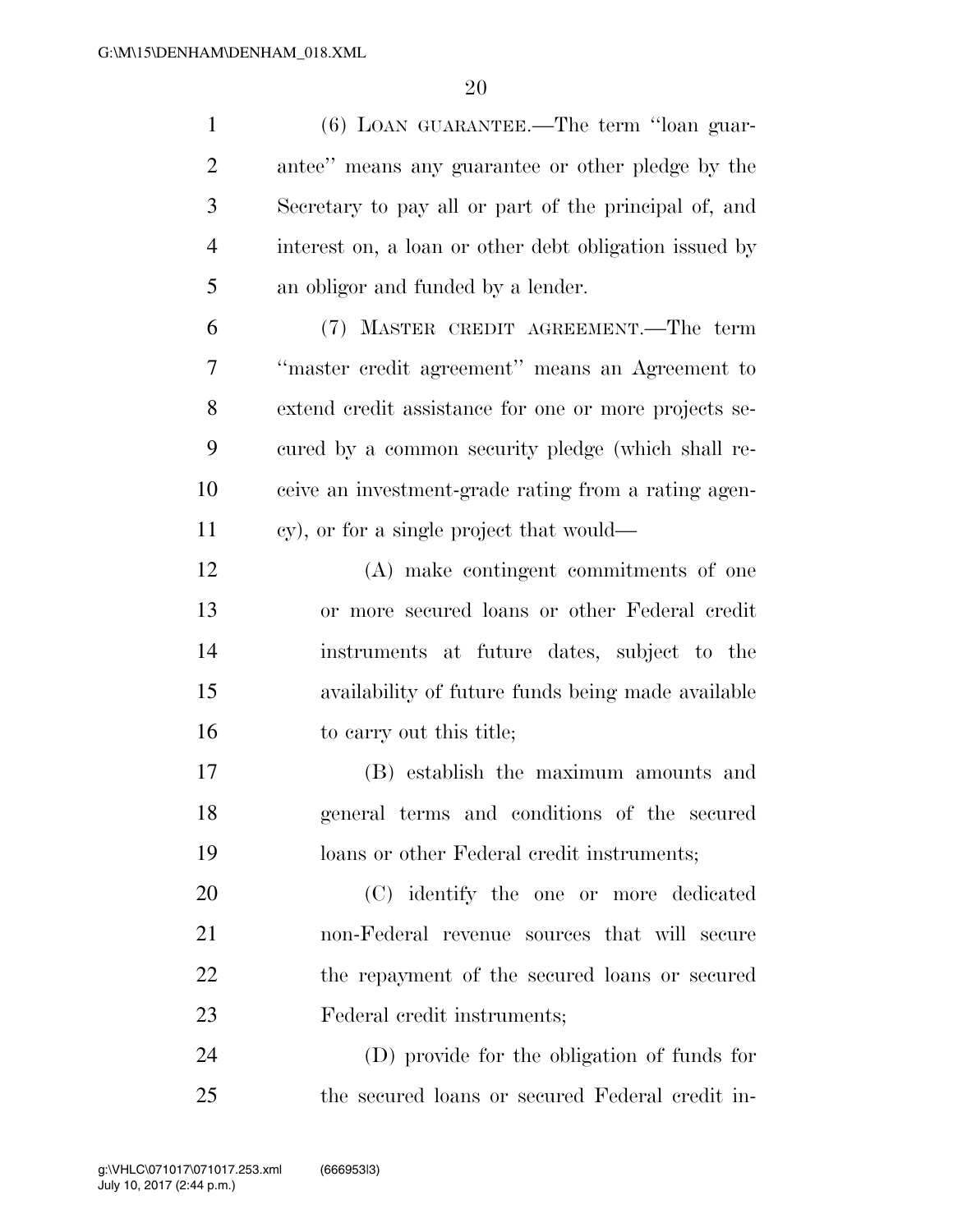(6) LOAN GUARANTEE.—The term ''loan guarantee'' means any guarantee or other pledge by the Secretary to pay all or part of the principal of, and interest on, a loan or other debt obligation issued by an obligor and funded by a lender.

(7) MASTER CREDIT AGREEMENT.—The term ''master credit agreement'' means an Agreement to extend credit assistance for one or more projects secured by a common security pledge (which shall receive an investment-grade rating from a rating agency), or for a single project that would—

(A) make contingent commitments of one or more secured loans or other Federal credit instruments at future dates, subject to the availability of future funds being made available to carry out this title;

(B) establish the maximum amounts and general terms and conditions of the secured loans or other Federal credit instruments;

(C) identify the one or more dedicated non-Federal revenue sources that will secure the repayment of the secured loans or secured Federal credit instruments;

(D) provide for the obligation of funds for the secured loans or secured Federal credit in-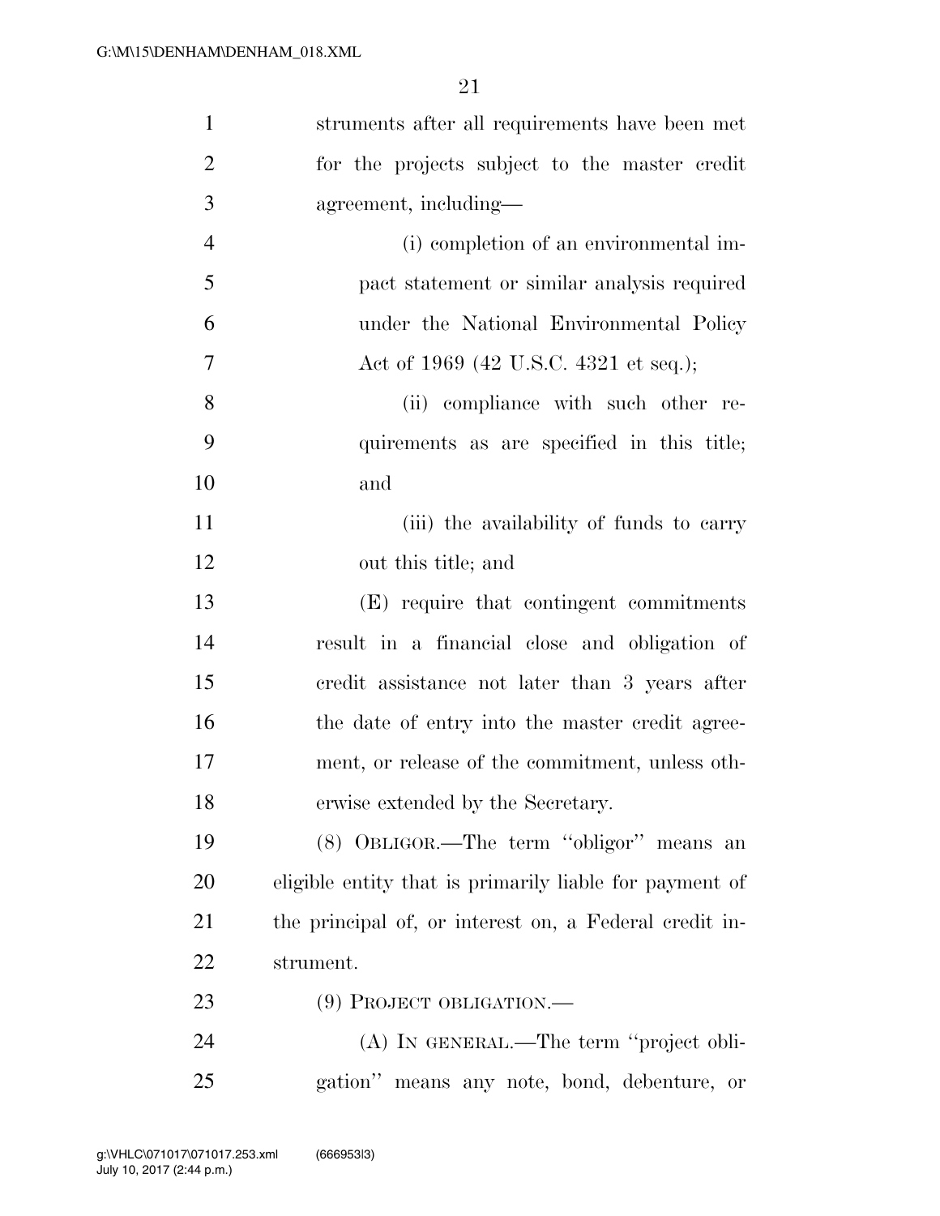struments after all requirements have been met for the projects subject to the master credit agreement, including—

(i) completion of an environmental impact statement or similar analysis required under the National Environmental Policy Act of 1969 (42 U.S.C. 4321 et seq.);

(ii) compliance with such other requirements as are specified in this title; and

(iii) the availability of funds to carry out this title; and

(E) require that contingent commitments result in a financial close and obligation of credit assistance not later than 3 years after the date of entry into the master credit agreement, or release of the commitment, unless otherwise extended by the Secretary.

(8) OBLIGOR.—The term ''obligor'' means an eligible entity that is primarily liable for payment of the principal of, or interest on, a Federal credit instrument.

(9) PROJECT OBLIGATION.—

(A) IN GENERAL.—The term ''project obligation'' means any note, bond, debenture, or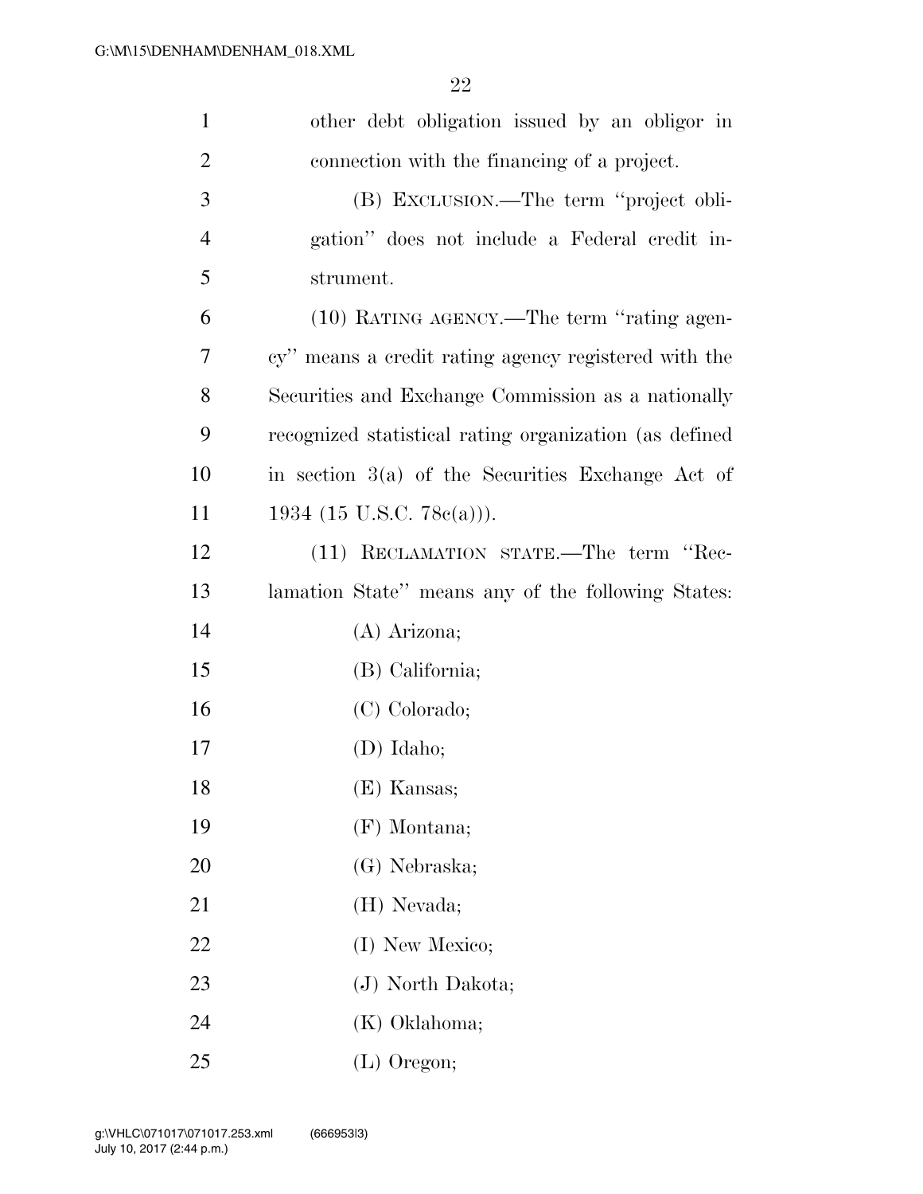other debt obligation issued by an obligor in connection with the financing of a project.

(B) EXCLUSION.—The term ''project obligation'' does not include a Federal credit instrument.

(10) RATING AGENCY.—The term ''rating agency'' means a credit rating agency registered with the Securities and Exchange Commission as a nationally recognized statistical rating organization (as defined in section 3(a) of the Securities Exchange Act of 1934 (15 U.S.C. 78c(a))).

(11) RECLAMATION STATE.—The term ''Reclamation State'' means any of the following States:

(A) Arizona;

(B) California;

(C) Colorado;

(D) Idaho;

(E) Kansas;

(F) Montana;

(G) Nebraska;

(H) Nevada;

(I) New Mexico;

(J) North Dakota;

(K) Oklahoma;

(L) Oregon;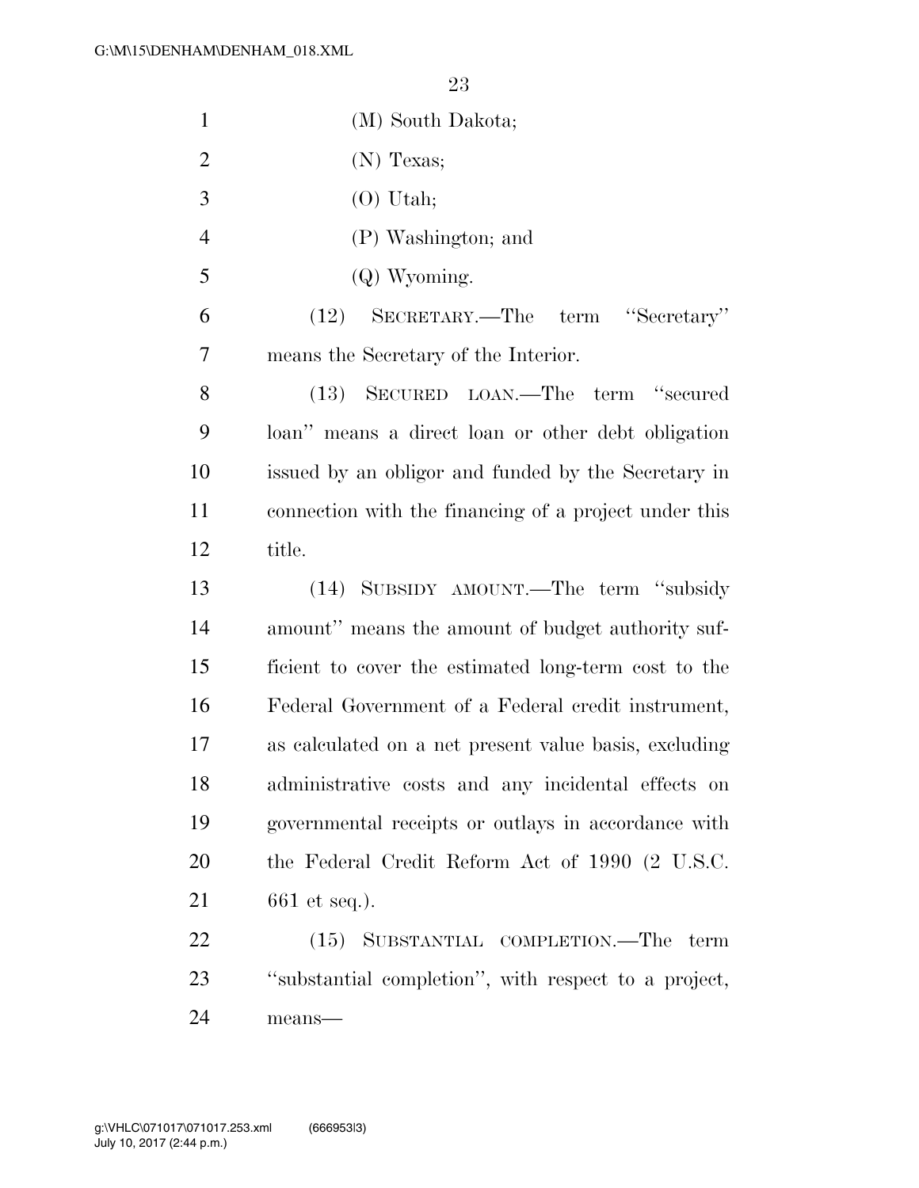(M) South Dakota;

(N) Texas;

(O) Utah;

(P) Washington; and

(Q) Wyoming.

(12) SECRETARY.—The term ''Secretary'' means the Secretary of the Interior.

(13) SECURED LOAN.—The term ''secured loan'' means a direct loan or other debt obligation issued by an obligor and funded by the Secretary in connection with the financing of a project under this title.

(14) SUBSIDY AMOUNT.—The term ''subsidy amount'' means the amount of budget authority sufficient to cover the estimated long-term cost to the Federal Government of a Federal credit instrument, as calculated on a net present value basis, excluding administrative costs and any incidental effects on governmental receipts or outlays in accordance with the Federal Credit Reform Act of 1990 (2 U.S.C. 661 et seq.).

(15) SUBSTANTIAL COMPLETION.—The term ''substantial completion'', with respect to a project, means—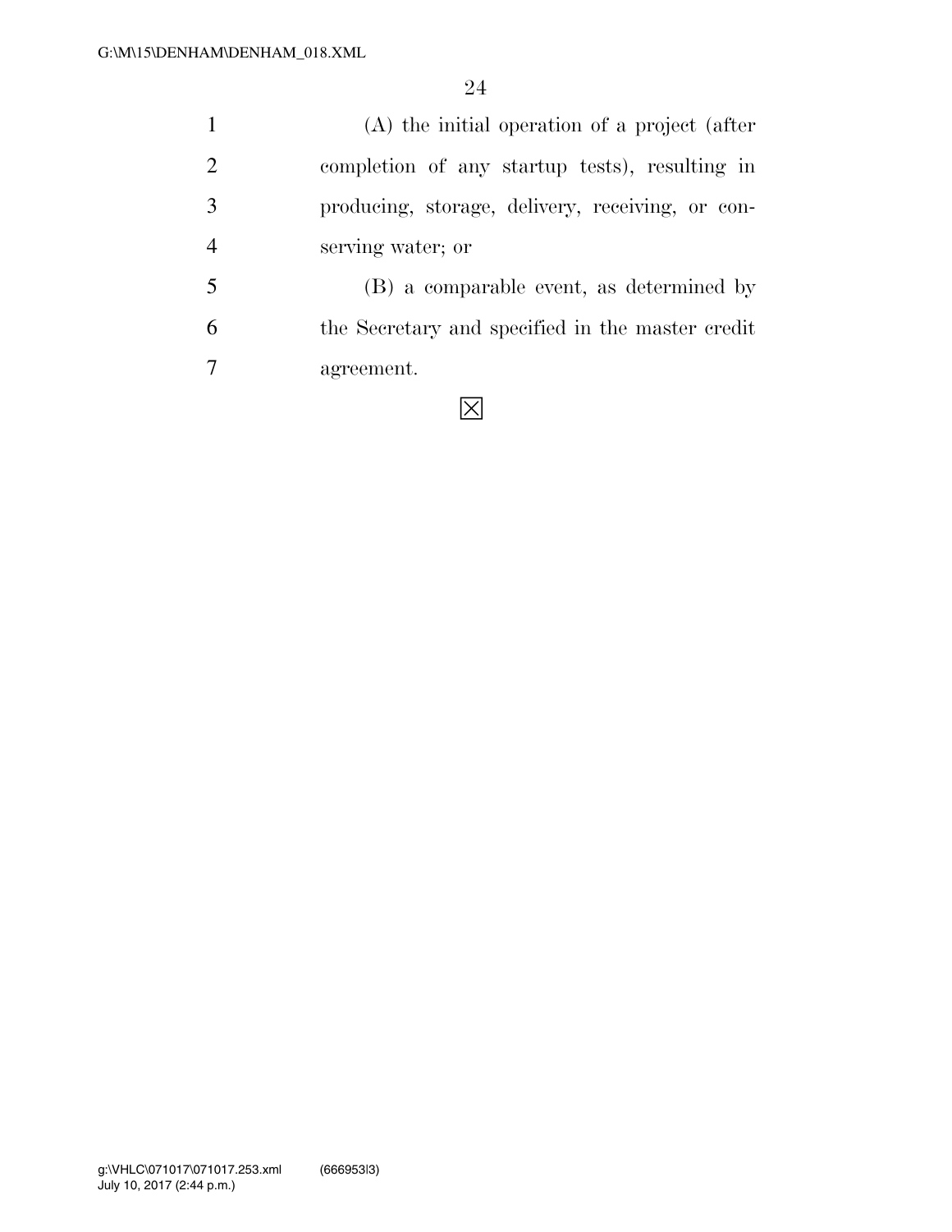(A) the initial operation of a project (after completion of any startup tests), resulting in producing, storage, delivery, receiving, or conserving water; or

(B) a comparable event, as determined by the Secretary and specified in the master credit agreement.